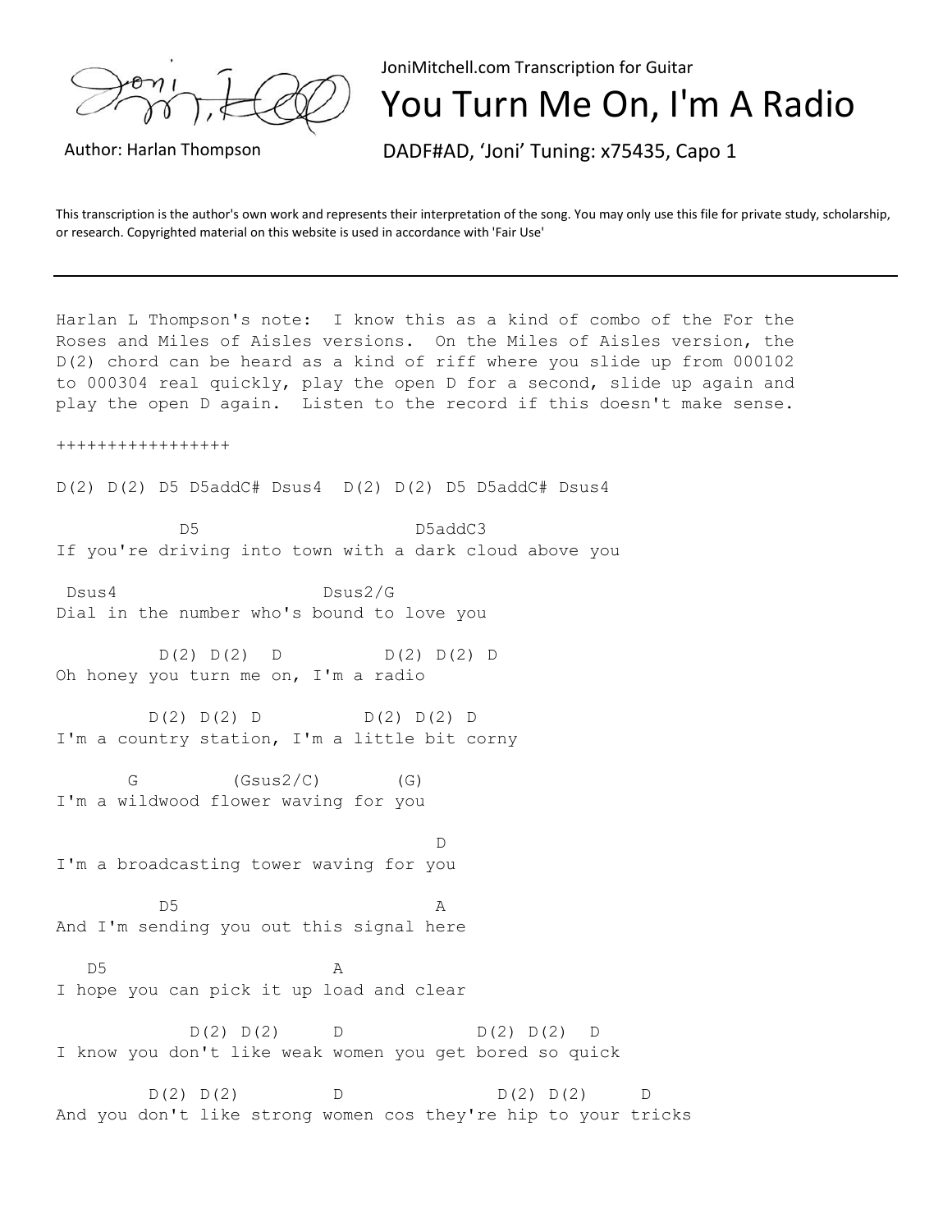Joni

Author: Harlan Thompson

JoniMitchell.com Transcription for Guitar

# You Turn Me On, I'm A Radio

DADF#AD, 'Joni' Tuning: x75435, Capo 1

This transcription is the author's own work and represents their interpretation of the song. You may only use this file for private study, scholarship, or research. Copyrighted material on this website is used in accordance with 'Fair Use'

---

```
Harlan L Thompson's note:  I know this as a kind of combo of the For the
Roses and Miles of Aisles versions.  On the Miles of Aisles version, the
D(2) chord can be heard as a kind of riff where you slide up from 000102
to 000304 real quickly, play the open D for a second, slide up again and
play the open D again.  Listen to the record if this doesn't make sense.

+++++++++++++++++

D(2) D(2) D5 D5addC# Dsus4  D(2) D(2) D5 D5addC# Dsus4

            D5                      D5addC3
If you're driving into town with a dark cloud above you

 Dsus4                    Dsus2/G
Dial in the number who's bound to love you

          D(2) D(2)   D          D(2) D(2) D
Oh honey you turn me on, I'm a radio

         D(2) D(2) D          D(2) D(2) D
I'm a country station, I'm a little bit corny

       G         (Gsus2/C)       (G)
I'm a wildwood flower waving for you

                                           D
I'm a broadcasting tower waving for you

          D5                         A
And I'm sending you out this signal here

   D5                       A
I hope you can pick it up load and clear

             D(2) D(2)      D             D(2) D(2)  D
I know you don't like weak women you get bored so quick

         D(2) D(2)          D               D(2) D(2)     D
And you don't like strong women cos they're hip to your tricks
```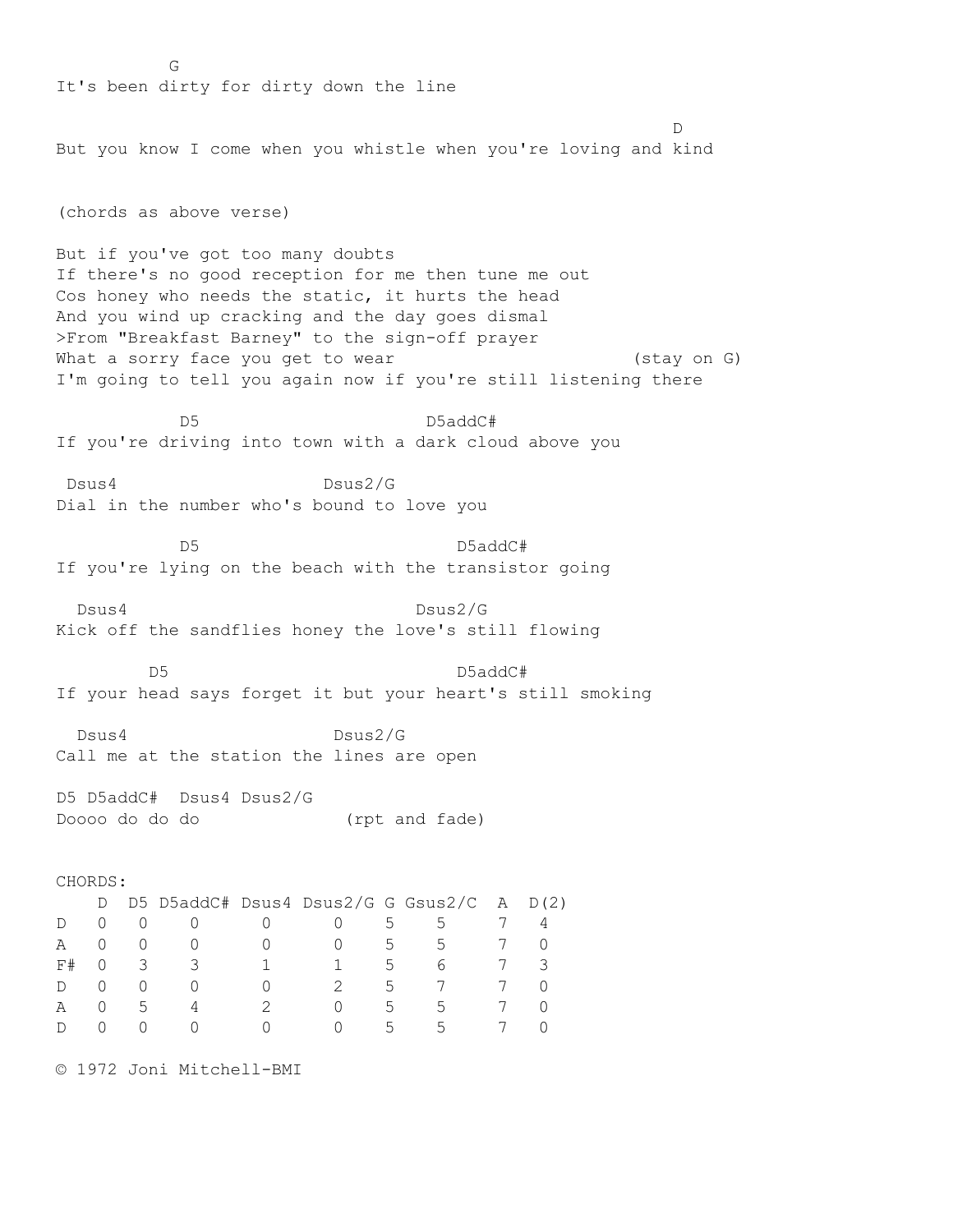```
           G
It's been dirty for dirty down the line

                                                                 D
But you know I come when you whistle when you're loving and kind


(chords as above verse)

But if you've got too many doubts
If there's no good reception for me then tune me out
Cos honey who needs the static, it hurts the head
And you wind up cracking and the day goes dismal
>From "Breakfast Barney" to the sign-off prayer
What a sorry face you get to wear                         (stay on G)
I'm going to tell you again now if you're still listening there

            D5                      D5addC#
If you're driving into town with a dark cloud above you

 Dsus4                    Dsus2/G
Dial in the number who's bound to love you

            D5                         D5addC#
If you're lying on the beach with the transistor going

  Dsus4                           Dsus2/G
Kick off the sandflies honey the love's still flowing

         D5                            D5addC#
If your head says forget it but your heart's still smoking

  Dsus4                    Dsus2/G
Call me at the station the lines are open

D5 D5addC#  Dsus4 Dsus2/G
Doooo do do do              (rpt and fade)


CHORDS:
    D  D5 D5addC# Dsus4 Dsus2/G G Gsus2/C  A  D(2)
D   0   0    0      0      0    5    5     7   4
A   0   0    0      0      0    5    5     7   0
F#  0   3    3      1      1    5    6     7   3
D   0   0    0      0      2    5    7     7   0
A   0   5    4      2      0    5    5     7   0
D   0   0    0      0      0    5    5     7   0
```

© 1972 Joni Mitchell-BMI